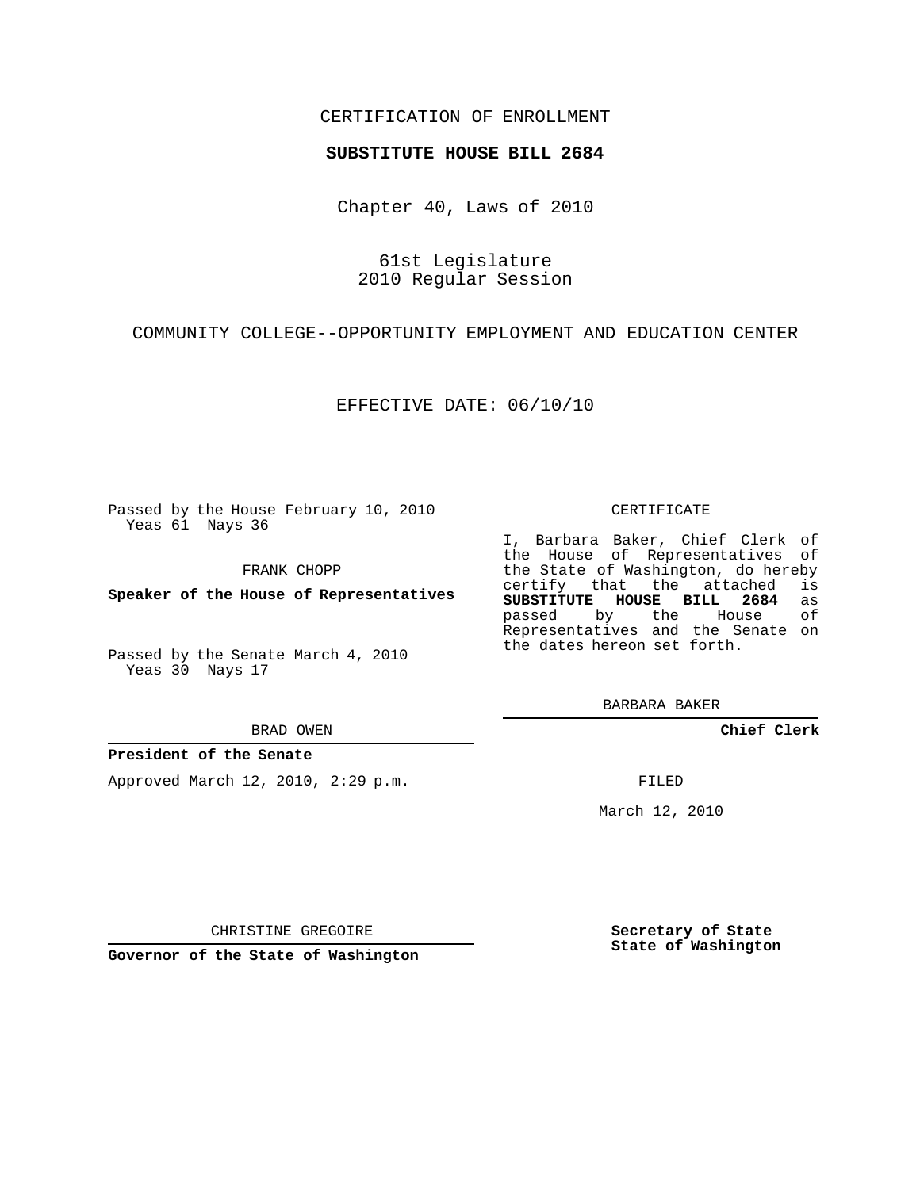CERTIFICATION OF ENROLLMENT

**SUBSTITUTE HOUSE BILL 2684**

Chapter 40, Laws of 2010

61st Legislature
2010 Regular Session

COMMUNITY COLLEGE--OPPORTUNITY EMPLOYMENT AND EDUCATION CENTER

EFFECTIVE DATE: 06/10/10

Passed by the House February 10, 2010
Yeas 61 Nays 36

FRANK CHOPP

**Speaker of the House of Representatives**

Passed by the Senate March 4, 2010
Yeas 30 Nays 17

BRAD OWEN

**President of the Senate**

Approved March 12, 2010, 2:29 p.m.

CHRISTINE GREGOIRE

**Governor of the State of Washington**

CERTIFICATE

I, Barbara Baker, Chief Clerk of the House of Representatives of the State of Washington, do hereby certify that the attached is **SUBSTITUTE HOUSE BILL 2684** as passed by the House of Representatives and the Senate on the dates hereon set forth.

BARBARA BAKER

**Chief Clerk**

FILED

March 12, 2010

**Secretary of State**
**State of Washington**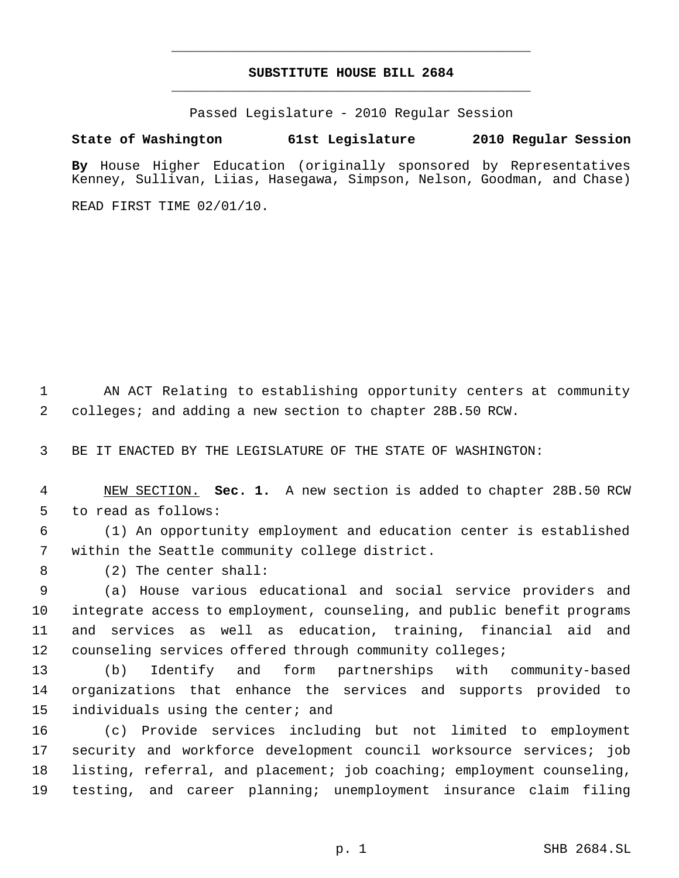# SUBSTITUTE HOUSE BILL 2684

Passed Legislature - 2010 Regular Session

**State of Washington 61st Legislature 2010 Regular Session**

**By** House Higher Education (originally sponsored by Representatives Kenney, Sullivan, Liias, Hasegawa, Simpson, Nelson, Goodman, and Chase)

READ FIRST TIME 02/01/10.

AN ACT Relating to establishing opportunity centers at community colleges; and adding a new section to chapter 28B.50 RCW.

BE IT ENACTED BY THE LEGISLATURE OF THE STATE OF WASHINGTON:

NEW SECTION. **Sec. 1.** A new section is added to chapter 28B.50 RCW to read as follows:

(1) An opportunity employment and education center is established within the Seattle community college district.

(2) The center shall:

(a) House various educational and social service providers and integrate access to employment, counseling, and public benefit programs and services as well as education, training, financial aid and counseling services offered through community colleges;

(b) Identify and form partnerships with community-based organizations that enhance the services and supports provided to individuals using the center; and

(c) Provide services including but not limited to employment security and workforce development council worksource services; job listing, referral, and placement; job coaching; employment counseling, testing, and career planning; unemployment insurance claim filing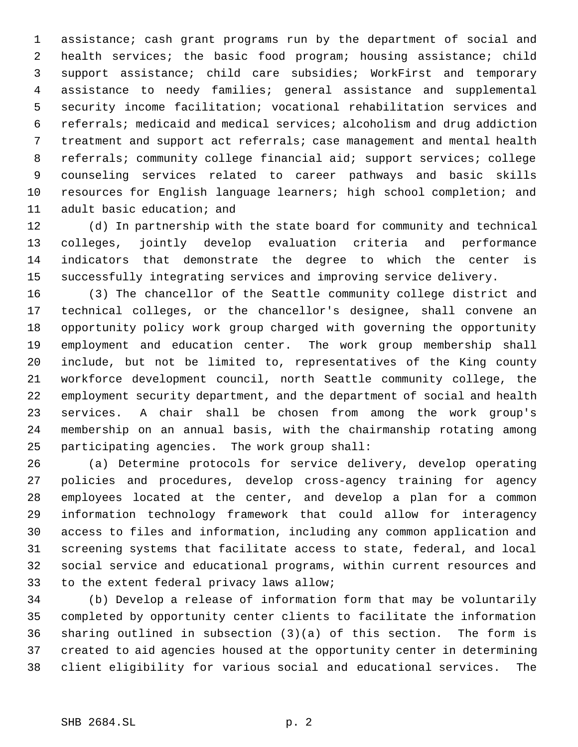assistance; cash grant programs run by the department of social and health services; the basic food program; housing assistance; child support assistance; child care subsidies; WorkFirst and temporary assistance to needy families; general assistance and supplemental security income facilitation; vocational rehabilitation services and referrals; medicaid and medical services; alcoholism and drug addiction treatment and support act referrals; case management and mental health referrals; community college financial aid; support services; college counseling services related to career pathways and basic skills resources for English language learners; high school completion; and adult basic education; and

(d) In partnership with the state board for community and technical colleges, jointly develop evaluation criteria and performance indicators that demonstrate the degree to which the center is successfully integrating services and improving service delivery.

(3) The chancellor of the Seattle community college district and technical colleges, or the chancellor's designee, shall convene an opportunity policy work group charged with governing the opportunity employment and education center. The work group membership shall include, but not be limited to, representatives of the King county workforce development council, north Seattle community college, the employment security department, and the department of social and health services. A chair shall be chosen from among the work group's membership on an annual basis, with the chairmanship rotating among participating agencies. The work group shall:

(a) Determine protocols for service delivery, develop operating policies and procedures, develop cross-agency training for agency employees located at the center, and develop a plan for a common information technology framework that could allow for interagency access to files and information, including any common application and screening systems that facilitate access to state, federal, and local social service and educational programs, within current resources and to the extent federal privacy laws allow;

(b) Develop a release of information form that may be voluntarily completed by opportunity center clients to facilitate the information sharing outlined in subsection (3)(a) of this section. The form is created to aid agencies housed at the opportunity center in determining client eligibility for various social and educational services. The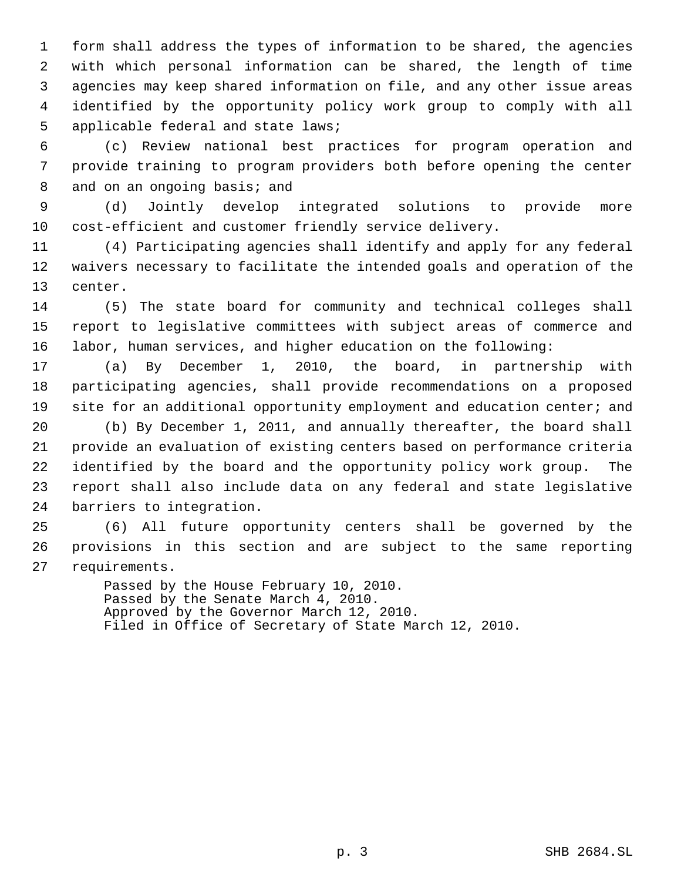form shall address the types of information to be shared, the agencies with which personal information can be shared, the length of time agencies may keep shared information on file, and any other issue areas identified by the opportunity policy work group to comply with all applicable federal and state laws;

(c) Review national best practices for program operation and provide training to program providers both before opening the center and on an ongoing basis; and

(d) Jointly develop integrated solutions to provide more cost-efficient and customer friendly service delivery.

(4) Participating agencies shall identify and apply for any federal waivers necessary to facilitate the intended goals and operation of the center.

(5) The state board for community and technical colleges shall report to legislative committees with subject areas of commerce and labor, human services, and higher education on the following:

(a) By December 1, 2010, the board, in partnership with participating agencies, shall provide recommendations on a proposed site for an additional opportunity employment and education center; and

(b) By December 1, 2011, and annually thereafter, the board shall provide an evaluation of existing centers based on performance criteria identified by the board and the opportunity policy work group. The report shall also include data on any federal and state legislative barriers to integration.

(6) All future opportunity centers shall be governed by the provisions in this section and are subject to the same reporting requirements.

Passed by the House February 10, 2010.
Passed by the Senate March 4, 2010.
Approved by the Governor March 12, 2010.
Filed in Office of Secretary of State March 12, 2010.